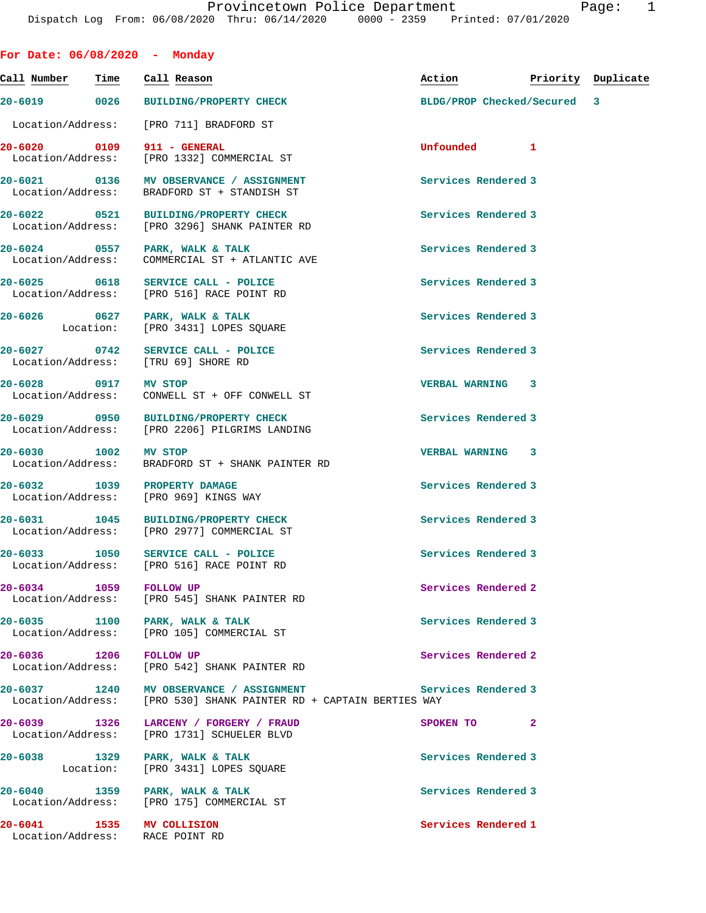Provincetown Police Department
Dispatch Log From: 06/08/2020 Thru: 06/14/2020 0000 - 2359 Printed: 07/01/2020

## For Date: 06/08/2020 - Monday

| Call Number | Time | Call Reason | Action | Priority | Duplicate |
|---|---|---|---|---|---|
| 20-6019 | 0026 | BUILDING/PROPERTY CHECK | BLDG/PROP Checked/Secured | 3 | |
| | | Location/Address: [PRO 711] BRADFORD ST | | | |
| 20-6020 | 0109 | 911 - GENERAL | Unfounded | 1 | |
| | | Location/Address: [PRO 1332] COMMERCIAL ST | | | |
| 20-6021 | 0136 | MV OBSERVANCE / ASSIGNMENT | Services Rendered | 3 | |
| | | Location/Address: BRADFORD ST + STANDISH ST | | | |
| 20-6022 | 0521 | BUILDING/PROPERTY CHECK | Services Rendered | 3 | |
| | | Location/Address: [PRO 3296] SHANK PAINTER RD | | | |
| 20-6024 | 0557 | PARK, WALK & TALK | Services Rendered | 3 | |
| | | Location/Address: COMMERCIAL ST + ATLANTIC AVE | | | |
| 20-6025 | 0618 | SERVICE CALL - POLICE | Services Rendered | 3 | |
| | | Location/Address: [PRO 516] RACE POINT RD | | | |
| 20-6026 | 0627 | PARK, WALK & TALK | Services Rendered | 3 | |
| | | Location: [PRO 3431] LOPES SQUARE | | | |
| 20-6027 | 0742 | SERVICE CALL - POLICE | Services Rendered | 3 | |
| | | Location/Address: [TRU 69] SHORE RD | | | |
| 20-6028 | 0917 | MV STOP | VERBAL WARNING | 3 | |
| | | Location/Address: CONWELL ST + OFF CONWELL ST | | | |
| 20-6029 | 0950 | BUILDING/PROPERTY CHECK | Services Rendered | 3 | |
| | | Location/Address: [PRO 2206] PILGRIMS LANDING | | | |
| 20-6030 | 1002 | MV STOP | VERBAL WARNING | 3 | |
| | | Location/Address: BRADFORD ST + SHANK PAINTER RD | | | |
| 20-6032 | 1039 | PROPERTY DAMAGE | Services Rendered | 3 | |
| | | Location/Address: [PRO 969] KINGS WAY | | | |
| 20-6031 | 1045 | BUILDING/PROPERTY CHECK | Services Rendered | 3 | |
| | | Location/Address: [PRO 2977] COMMERCIAL ST | | | |
| 20-6033 | 1050 | SERVICE CALL - POLICE | Services Rendered | 3 | |
| | | Location/Address: [PRO 516] RACE POINT RD | | | |
| 20-6034 | 1059 | FOLLOW UP | Services Rendered | 2 | |
| | | Location/Address: [PRO 545] SHANK PAINTER RD | | | |
| 20-6035 | 1100 | PARK, WALK & TALK | Services Rendered | 3 | |
| | | Location/Address: [PRO 105] COMMERCIAL ST | | | |
| 20-6036 | 1206 | FOLLOW UP | Services Rendered | 2 | |
| | | Location/Address: [PRO 542] SHANK PAINTER RD | | | |
| 20-6037 | 1240 | MV OBSERVANCE / ASSIGNMENT | Services Rendered | 3 | |
| | | Location/Address: [PRO 530] SHANK PAINTER RD + CAPTAIN BERTIES WAY | | | |
| 20-6039 | 1326 | LARCENY / FORGERY / FRAUD | SPOKEN TO | 2 | |
| | | Location/Address: [PRO 1731] SCHUELER BLVD | | | |
| 20-6038 | 1329 | PARK, WALK & TALK | Services Rendered | 3 | |
| | | Location: [PRO 3431] LOPES SQUARE | | | |
| 20-6040 | 1359 | PARK, WALK & TALK | Services Rendered | 3 | |
| | | Location/Address: [PRO 175] COMMERCIAL ST | | | |
| 20-6041 | 1535 | MV COLLISION | Services Rendered | 1 | |
| | | Location/Address: RACE POINT RD | | | |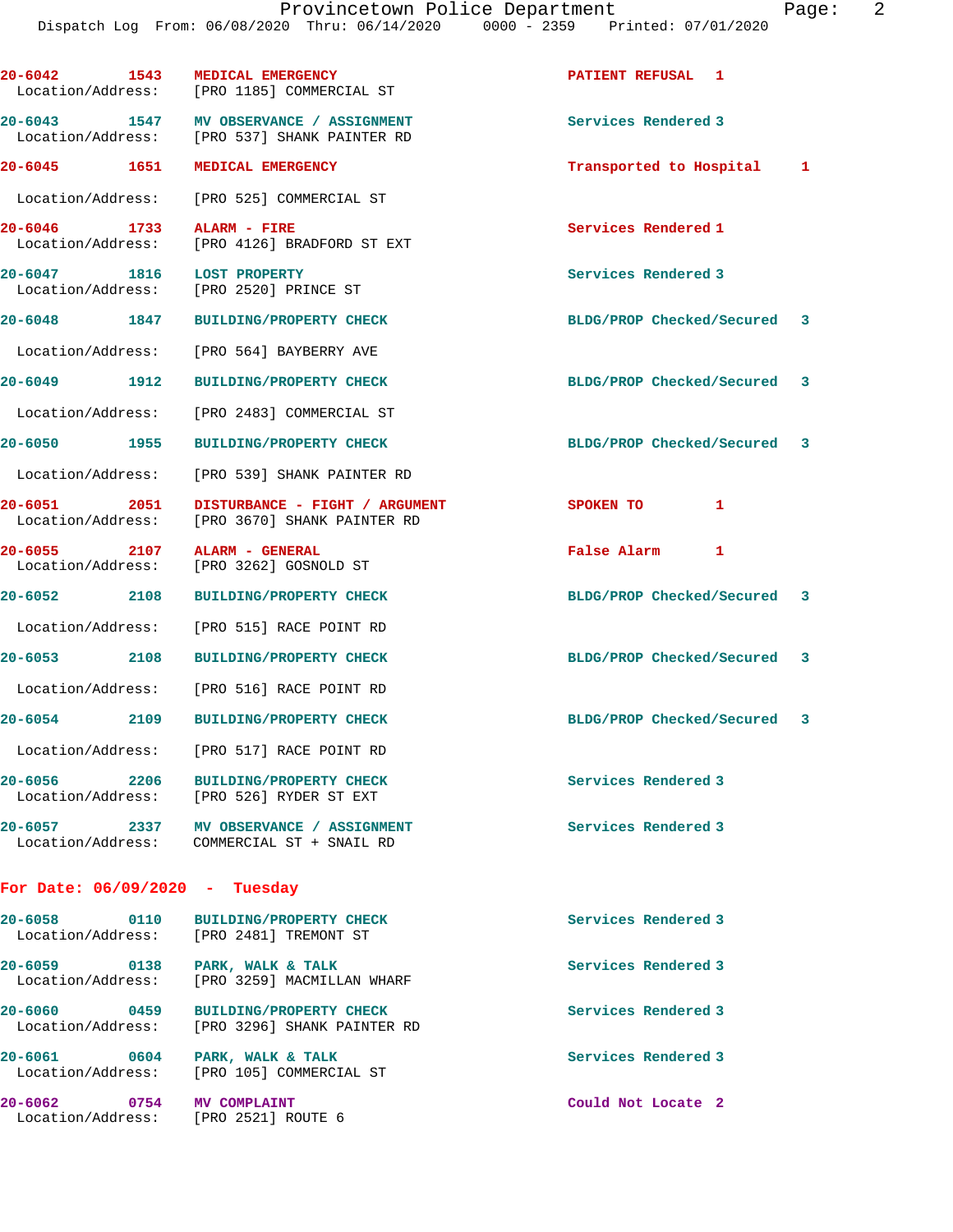20-6042 1543 MEDICAL EMERGENCY PATIENT REFUSAL 1
Location/Address: [PRO 1185] COMMERCIAL ST

20-6043 1547 MV OBSERVANCE / ASSIGNMENT Services Rendered 3
Location/Address: [PRO 537] SHANK PAINTER RD

20-6045 1651 MEDICAL EMERGENCY Transported to Hospital 1
Location/Address: [PRO 525] COMMERCIAL ST

20-6046 1733 ALARM - FIRE Services Rendered 1
Location/Address: [PRO 4126] BRADFORD ST EXT

20-6047 1816 LOST PROPERTY Services Rendered 3
Location/Address: [PRO 2520] PRINCE ST

20-6048 1847 BUILDING/PROPERTY CHECK BLDG/PROP Checked/Secured 3
Location/Address: [PRO 564] BAYBERRY AVE

20-6049 1912 BUILDING/PROPERTY CHECK BLDG/PROP Checked/Secured 3
Location/Address: [PRO 2483] COMMERCIAL ST

20-6050 1955 BUILDING/PROPERTY CHECK BLDG/PROP Checked/Secured 3
Location/Address: [PRO 539] SHANK PAINTER RD

20-6051 2051 DISTURBANCE - FIGHT / ARGUMENT SPOKEN TO 1
Location/Address: [PRO 3670] SHANK PAINTER RD

20-6055 2107 ALARM - GENERAL False Alarm 1
Location/Address: [PRO 3262] GOSNOLD ST

20-6052 2108 BUILDING/PROPERTY CHECK BLDG/PROP Checked/Secured 3
Location/Address: [PRO 515] RACE POINT RD

20-6053 2108 BUILDING/PROPERTY CHECK BLDG/PROP Checked/Secured 3
Location/Address: [PRO 516] RACE POINT RD

20-6054 2109 BUILDING/PROPERTY CHECK BLDG/PROP Checked/Secured 3
Location/Address: [PRO 517] RACE POINT RD

20-6056 2206 BUILDING/PROPERTY CHECK Services Rendered 3
Location/Address: [PRO 526] RYDER ST EXT

20-6057 2337 MV OBSERVANCE / ASSIGNMENT Services Rendered 3
Location/Address: COMMERCIAL ST + SNAIL RD

## For Date: 06/09/2020 - Tuesday

20-6058 0110 BUILDING/PROPERTY CHECK Services Rendered 3
Location/Address: [PRO 2481] TREMONT ST

20-6059 0138 PARK, WALK & TALK Services Rendered 3
Location/Address: [PRO 3259] MACMILLAN WHARF

20-6060 0459 BUILDING/PROPERTY CHECK Services Rendered 3
Location/Address: [PRO 3296] SHANK PAINTER RD

20-6061 0604 PARK, WALK & TALK Services Rendered 3
Location/Address: [PRO 105] COMMERCIAL ST

20-6062 0754 MV COMPLAINT Could Not Locate 2
Location/Address: [PRO 2521] ROUTE 6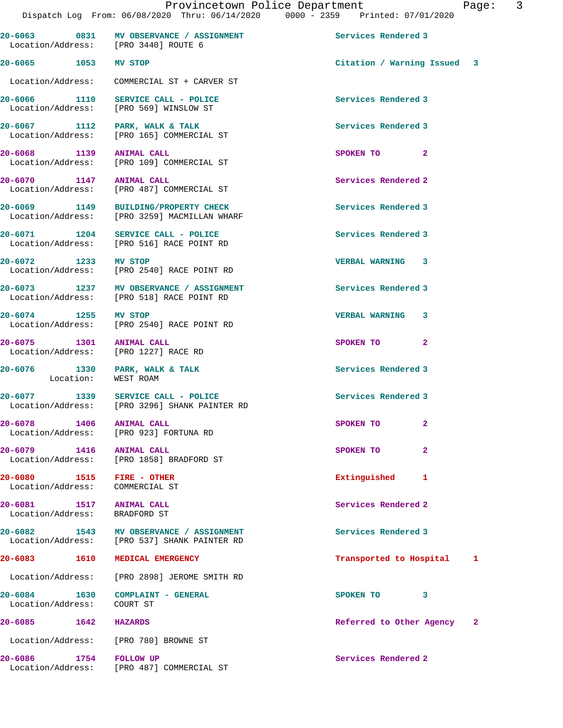Provincetown Police Department
Dispatch Log From: 06/08/2020 Thru: 06/14/2020 0000 - 2359 Printed: 07/01/2020

| Call # | Time | Call Type | Disposition | Priority |
|---|---|---|---|---|
| 20-6063 | 0831 | MV OBSERVANCE / ASSIGNMENT | Services Rendered | 3 |
| | | Location/Address: [PRO 3440] ROUTE 6 | | |
| 20-6065 | 1053 | MV STOP | Citation / Warning Issued | 3 |
| | | Location/Address: COMMERCIAL ST + CARVER ST | | |
| 20-6066 | 1110 | SERVICE CALL - POLICE | Services Rendered | 3 |
| | | Location/Address: [PRO 569] WINSLOW ST | | |
| 20-6067 | 1112 | PARK, WALK & TALK | Services Rendered | 3 |
| | | Location/Address: [PRO 165] COMMERCIAL ST | | |
| 20-6068 | 1139 | ANIMAL CALL | SPOKEN TO | 2 |
| | | Location/Address: [PRO 109] COMMERCIAL ST | | |
| 20-6070 | 1147 | ANIMAL CALL | Services Rendered | 2 |
| | | Location/Address: [PRO 487] COMMERCIAL ST | | |
| 20-6069 | 1149 | BUILDING/PROPERTY CHECK | Services Rendered | 3 |
| | | Location/Address: [PRO 3259] MACMILLAN WHARF | | |
| 20-6071 | 1204 | SERVICE CALL - POLICE | Services Rendered | 3 |
| | | Location/Address: [PRO 516] RACE POINT RD | | |
| 20-6072 | 1233 | MV STOP | VERBAL WARNING | 3 |
| | | Location/Address: [PRO 2540] RACE POINT RD | | |
| 20-6073 | 1237 | MV OBSERVANCE / ASSIGNMENT | Services Rendered | 3 |
| | | Location/Address: [PRO 518] RACE POINT RD | | |
| 20-6074 | 1255 | MV STOP | VERBAL WARNING | 3 |
| | | Location/Address: [PRO 2540] RACE POINT RD | | |
| 20-6075 | 1301 | ANIMAL CALL | SPOKEN TO | 2 |
| | | Location/Address: [PRO 1227] RACE RD | | |
| 20-6076 | 1330 | PARK, WALK & TALK | Services Rendered | 3 |
| | | Location: WEST ROAM | | |
| 20-6077 | 1339 | SERVICE CALL - POLICE | Services Rendered | 3 |
| | | Location/Address: [PRO 3296] SHANK PAINTER RD | | |
| 20-6078 | 1406 | ANIMAL CALL | SPOKEN TO | 2 |
| | | Location/Address: [PRO 923] FORTUNA RD | | |
| 20-6079 | 1416 | ANIMAL CALL | SPOKEN TO | 2 |
| | | Location/Address: [PRO 1858] BRADFORD ST | | |
| 20-6080 | 1515 | FIRE - OTHER | Extinguished | 1 |
| | | Location/Address: COMMERCIAL ST | | |
| 20-6081 | 1517 | ANIMAL CALL | Services Rendered | 2 |
| | | Location/Address: BRADFORD ST | | |
| 20-6082 | 1543 | MV OBSERVANCE / ASSIGNMENT | Services Rendered | 3 |
| | | Location/Address: [PRO 537] SHANK PAINTER RD | | |
| 20-6083 | 1610 | MEDICAL EMERGENCY | Transported to Hospital | 1 |
| | | Location/Address: [PRO 2898] JEROME SMITH RD | | |
| 20-6084 | 1630 | COMPLAINT - GENERAL | SPOKEN TO | 3 |
| | | Location/Address: COURT ST | | |
| 20-6085 | 1642 | HAZARDS | Referred to Other Agency | 2 |
| | | Location/Address: [PRO 780] BROWNE ST | | |
| 20-6086 | 1754 | FOLLOW UP | Services Rendered | 2 |
| | | Location/Address: [PRO 487] COMMERCIAL ST | | |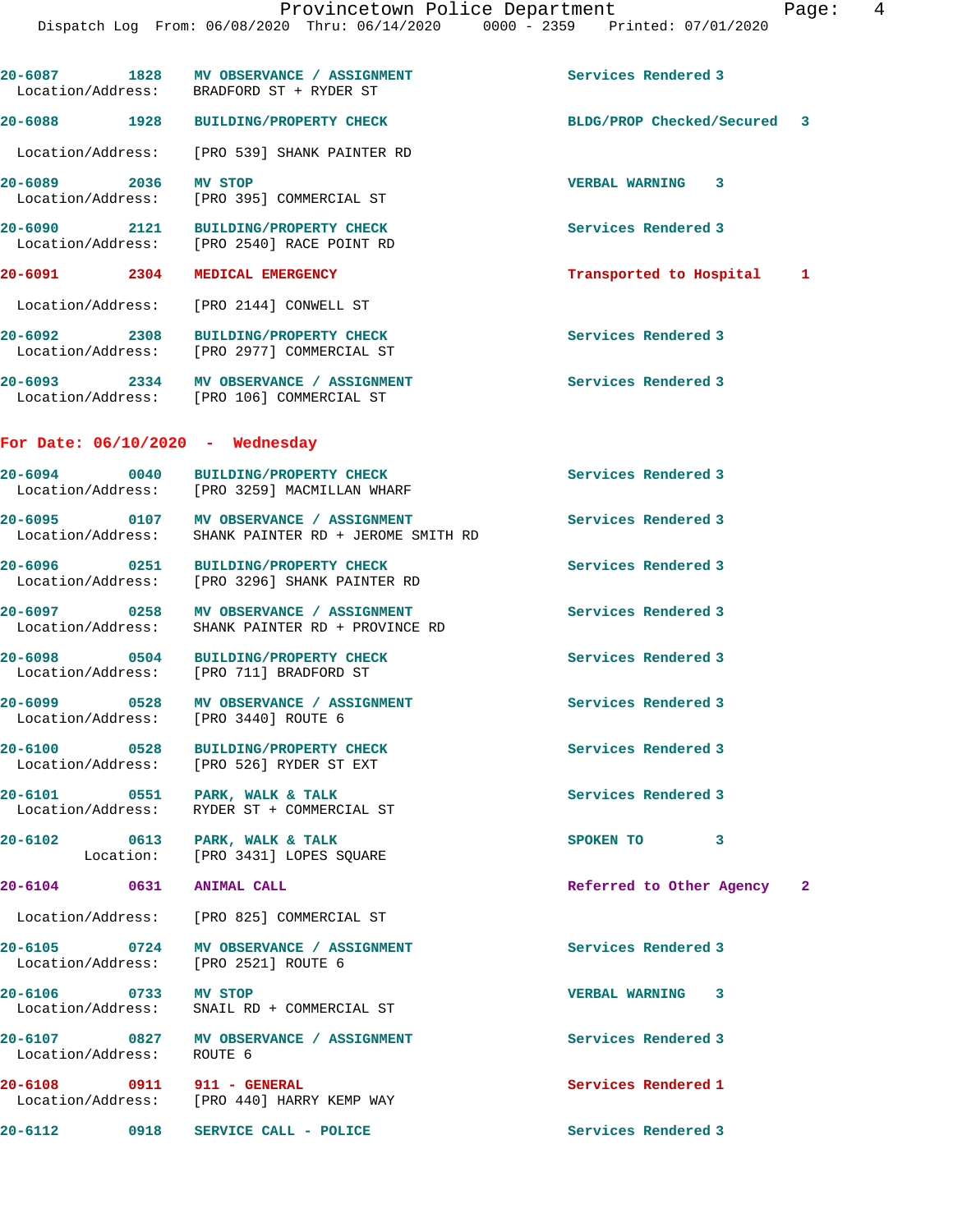20-6087 1828 MV OBSERVANCE / ASSIGNMENT Services Rendered 3
Location/Address: BRADFORD ST + RYDER ST

20-6088 1928 BUILDING/PROPERTY CHECK BLDG/PROP Checked/Secured 3
Location/Address: [PRO 539] SHANK PAINTER RD

20-6089 2036 MV STOP VERBAL WARNING 3
Location/Address: [PRO 395] COMMERCIAL ST

20-6090 2121 BUILDING/PROPERTY CHECK Services Rendered 3
Location/Address: [PRO 2540] RACE POINT RD

20-6091 2304 MEDICAL EMERGENCY Transported to Hospital 1
Location/Address: [PRO 2144] CONWELL ST

20-6092 2308 BUILDING/PROPERTY CHECK Services Rendered 3
Location/Address: [PRO 2977] COMMERCIAL ST

20-6093 2334 MV OBSERVANCE / ASSIGNMENT Services Rendered 3
Location/Address: [PRO 106] COMMERCIAL ST

## For Date: 06/10/2020 - Wednesday

20-6094 0040 BUILDING/PROPERTY CHECK Services Rendered 3
Location/Address: [PRO 3259] MACMILLAN WHARF

20-6095 0107 MV OBSERVANCE / ASSIGNMENT Services Rendered 3
Location/Address: SHANK PAINTER RD + JEROME SMITH RD

20-6096 0251 BUILDING/PROPERTY CHECK Services Rendered 3
Location/Address: [PRO 3296] SHANK PAINTER RD

20-6097 0258 MV OBSERVANCE / ASSIGNMENT Services Rendered 3
Location/Address: SHANK PAINTER RD + PROVINCE RD

20-6098 0504 BUILDING/PROPERTY CHECK Services Rendered 3
Location/Address: [PRO 711] BRADFORD ST

20-6099 0528 MV OBSERVANCE / ASSIGNMENT Services Rendered 3
Location/Address: [PRO 3440] ROUTE 6

20-6100 0528 BUILDING/PROPERTY CHECK Services Rendered 3
Location/Address: [PRO 526] RYDER ST EXT

20-6101 0551 PARK, WALK & TALK Services Rendered 3
Location/Address: RYDER ST + COMMERCIAL ST

20-6102 0613 PARK, WALK & TALK SPOKEN TO 3
Location: [PRO 3431] LOPES SQUARE

20-6104 0631 ANIMAL CALL Referred to Other Agency 2
Location/Address: [PRO 825] COMMERCIAL ST

20-6105 0724 MV OBSERVANCE / ASSIGNMENT Services Rendered 3
Location/Address: [PRO 2521] ROUTE 6

20-6106 0733 MV STOP VERBAL WARNING 3
Location/Address: SNAIL RD + COMMERCIAL ST

20-6107 0827 MV OBSERVANCE / ASSIGNMENT Services Rendered 3
Location/Address: ROUTE 6

20-6108 0911 911 - GENERAL Services Rendered 1
Location/Address: [PRO 440] HARRY KEMP WAY

20-6112 0918 SERVICE CALL - POLICE Services Rendered 3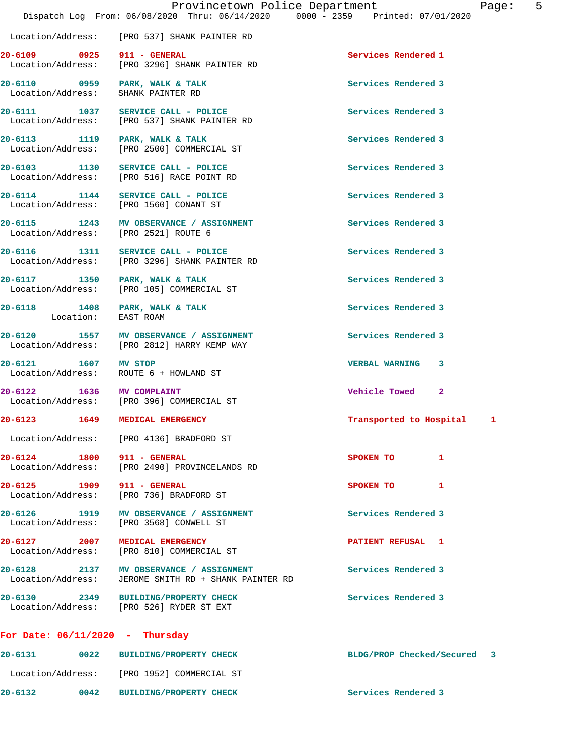Location/Address: [PRO 537] SHANK PAINTER RD

| Call # | Time | Call Type | Disposition | Priority |
|---|---|---|---|---|
| 20-6109 | 0925 | 911 - GENERAL | Services Rendered | 1 |
| | | Location/Address: [PRO 3296] SHANK PAINTER RD | | |
| 20-6110 | 0959 | PARK, WALK & TALK | Services Rendered | 3 |
| | | Location/Address: SHANK PAINTER RD | | |
| 20-6111 | 1037 | SERVICE CALL - POLICE | Services Rendered | 3 |
| | | Location/Address: [PRO 537] SHANK PAINTER RD | | |
| 20-6113 | 1119 | PARK, WALK & TALK | Services Rendered | 3 |
| | | Location/Address: [PRO 2500] COMMERCIAL ST | | |
| 20-6103 | 1130 | SERVICE CALL - POLICE | Services Rendered | 3 |
| | | Location/Address: [PRO 516] RACE POINT RD | | |
| 20-6114 | 1144 | SERVICE CALL - POLICE | Services Rendered | 3 |
| | | Location/Address: [PRO 1560] CONANT ST | | |
| 20-6115 | 1243 | MV OBSERVANCE / ASSIGNMENT | Services Rendered | 3 |
| | | Location/Address: [PRO 2521] ROUTE 6 | | |
| 20-6116 | 1311 | SERVICE CALL - POLICE | Services Rendered | 3 |
| | | Location/Address: [PRO 3296] SHANK PAINTER RD | | |
| 20-6117 | 1350 | PARK, WALK & TALK | Services Rendered | 3 |
| | | Location/Address: [PRO 105] COMMERCIAL ST | | |
| 20-6118 | 1408 | PARK, WALK & TALK | Services Rendered | 3 |
| | | Location: EAST ROAM | | |
| 20-6120 | 1557 | MV OBSERVANCE / ASSIGNMENT | Services Rendered | 3 |
| | | Location/Address: [PRO 2812] HARRY KEMP WAY | | |
| 20-6121 | 1607 | MV STOP | VERBAL WARNING | 3 |
| | | Location/Address: ROUTE 6 + HOWLAND ST | | |
| 20-6122 | 1636 | MV COMPLAINT | Vehicle Towed | 2 |
| | | Location/Address: [PRO 396] COMMERCIAL ST | | |
| 20-6123 | 1649 | MEDICAL EMERGENCY | Transported to Hospital | 1 |
| | | Location/Address: [PRO 4136] BRADFORD ST | | |
| 20-6124 | 1800 | 911 - GENERAL | SPOKEN TO | 1 |
| | | Location/Address: [PRO 2490] PROVINCELANDS RD | | |
| 20-6125 | 1909 | 911 - GENERAL | SPOKEN TO | 1 |
| | | Location/Address: [PRO 736] BRADFORD ST | | |
| 20-6126 | 1919 | MV OBSERVANCE / ASSIGNMENT | Services Rendered | 3 |
| | | Location/Address: [PRO 3568] CONWELL ST | | |
| 20-6127 | 2007 | MEDICAL EMERGENCY | PATIENT REFUSAL | 1 |
| | | Location/Address: [PRO 810] COMMERCIAL ST | | |
| 20-6128 | 2137 | MV OBSERVANCE / ASSIGNMENT | Services Rendered | 3 |
| | | Location/Address: JEROME SMITH RD + SHANK PAINTER RD | | |
| 20-6130 | 2349 | BUILDING/PROPERTY CHECK | Services Rendered | 3 |
| | | Location/Address: [PRO 526] RYDER ST EXT | | |

## For Date: 06/11/2020 - Thursday

| Call # | Time | Call Type | Disposition | Priority |
|---|---|---|---|---|
| 20-6131 | 0022 | BUILDING/PROPERTY CHECK | BLDG/PROP Checked/Secured | 3 |
| | | Location/Address: [PRO 1952] COMMERCIAL ST | | |
| 20-6132 | 0042 | BUILDING/PROPERTY CHECK | Services Rendered | 3 |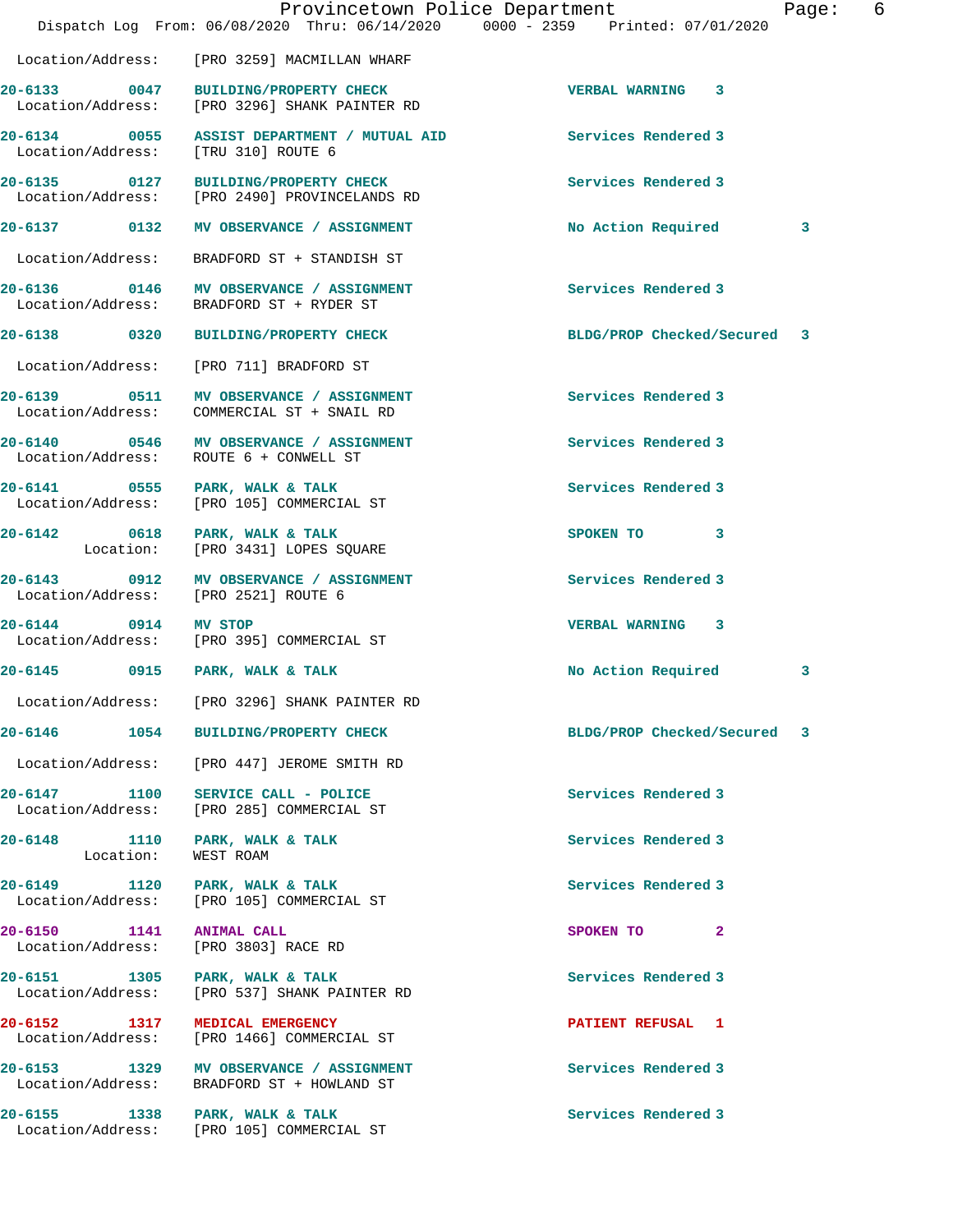Location/Address: [PRO 3259] MACMILLAN WHARF

| Call # | Time | Call Type | Disposition | Priority |
|---|---|---|---|---|
| 20-6133 | 0047 | BUILDING/PROPERTY CHECK | VERBAL WARNING | 3 |
| | | Location/Address: [PRO 3296] SHANK PAINTER RD | | |
| 20-6134 | 0055 | ASSIST DEPARTMENT / MUTUAL AID | Services Rendered | 3 |
| | | Location/Address: [TRU 310] ROUTE 6 | | |
| 20-6135 | 0127 | BUILDING/PROPERTY CHECK | Services Rendered | 3 |
| | | Location/Address: [PRO 2490] PROVINCELANDS RD | | |
| 20-6137 | 0132 | MV OBSERVANCE / ASSIGNMENT | No Action Required | 3 |
| | | Location/Address: BRADFORD ST + STANDISH ST | | |
| 20-6136 | 0146 | MV OBSERVANCE / ASSIGNMENT | Services Rendered | 3 |
| | | Location/Address: BRADFORD ST + RYDER ST | | |
| 20-6138 | 0320 | BUILDING/PROPERTY CHECK | BLDG/PROP Checked/Secured | 3 |
| | | Location/Address: [PRO 711] BRADFORD ST | | |
| 20-6139 | 0511 | MV OBSERVANCE / ASSIGNMENT | Services Rendered | 3 |
| | | Location/Address: COMMERCIAL ST + SNAIL RD | | |
| 20-6140 | 0546 | MV OBSERVANCE / ASSIGNMENT | Services Rendered | 3 |
| | | Location/Address: ROUTE 6 + CONWELL ST | | |
| 20-6141 | 0555 | PARK, WALK & TALK | Services Rendered | 3 |
| | | Location/Address: [PRO 105] COMMERCIAL ST | | |
| 20-6142 | 0618 | PARK, WALK & TALK | SPOKEN TO | 3 |
| | | Location: [PRO 3431] LOPES SQUARE | | |
| 20-6143 | 0912 | MV OBSERVANCE / ASSIGNMENT | Services Rendered | 3 |
| | | Location/Address: [PRO 2521] ROUTE 6 | | |
| 20-6144 | 0914 | MV STOP | VERBAL WARNING | 3 |
| | | Location/Address: [PRO 395] COMMERCIAL ST | | |
| 20-6145 | 0915 | PARK, WALK & TALK | No Action Required | 3 |
| | | Location/Address: [PRO 3296] SHANK PAINTER RD | | |
| 20-6146 | 1054 | BUILDING/PROPERTY CHECK | BLDG/PROP Checked/Secured | 3 |
| | | Location/Address: [PRO 447] JEROME SMITH RD | | |
| 20-6147 | 1100 | SERVICE CALL - POLICE | Services Rendered | 3 |
| | | Location/Address: [PRO 285] COMMERCIAL ST | | |
| 20-6148 | 1110 | PARK, WALK & TALK | Services Rendered | 3 |
| | | Location: WEST ROAM | | |
| 20-6149 | 1120 | PARK, WALK & TALK | Services Rendered | 3 |
| | | Location/Address: [PRO 105] COMMERCIAL ST | | |
| 20-6150 | 1141 | ANIMAL CALL | SPOKEN TO | 2 |
| | | Location/Address: [PRO 3803] RACE RD | | |
| 20-6151 | 1305 | PARK, WALK & TALK | Services Rendered | 3 |
| | | Location/Address: [PRO 537] SHANK PAINTER RD | | |
| 20-6152 | 1317 | MEDICAL EMERGENCY | PATIENT REFUSAL | 1 |
| | | Location/Address: [PRO 1466] COMMERCIAL ST | | |
| 20-6153 | 1329 | MV OBSERVANCE / ASSIGNMENT | Services Rendered | 3 |
| | | Location/Address: BRADFORD ST + HOWLAND ST | | |
| 20-6155 | 1338 | PARK, WALK & TALK | Services Rendered | 3 |
| | | Location/Address: [PRO 105] COMMERCIAL ST | | |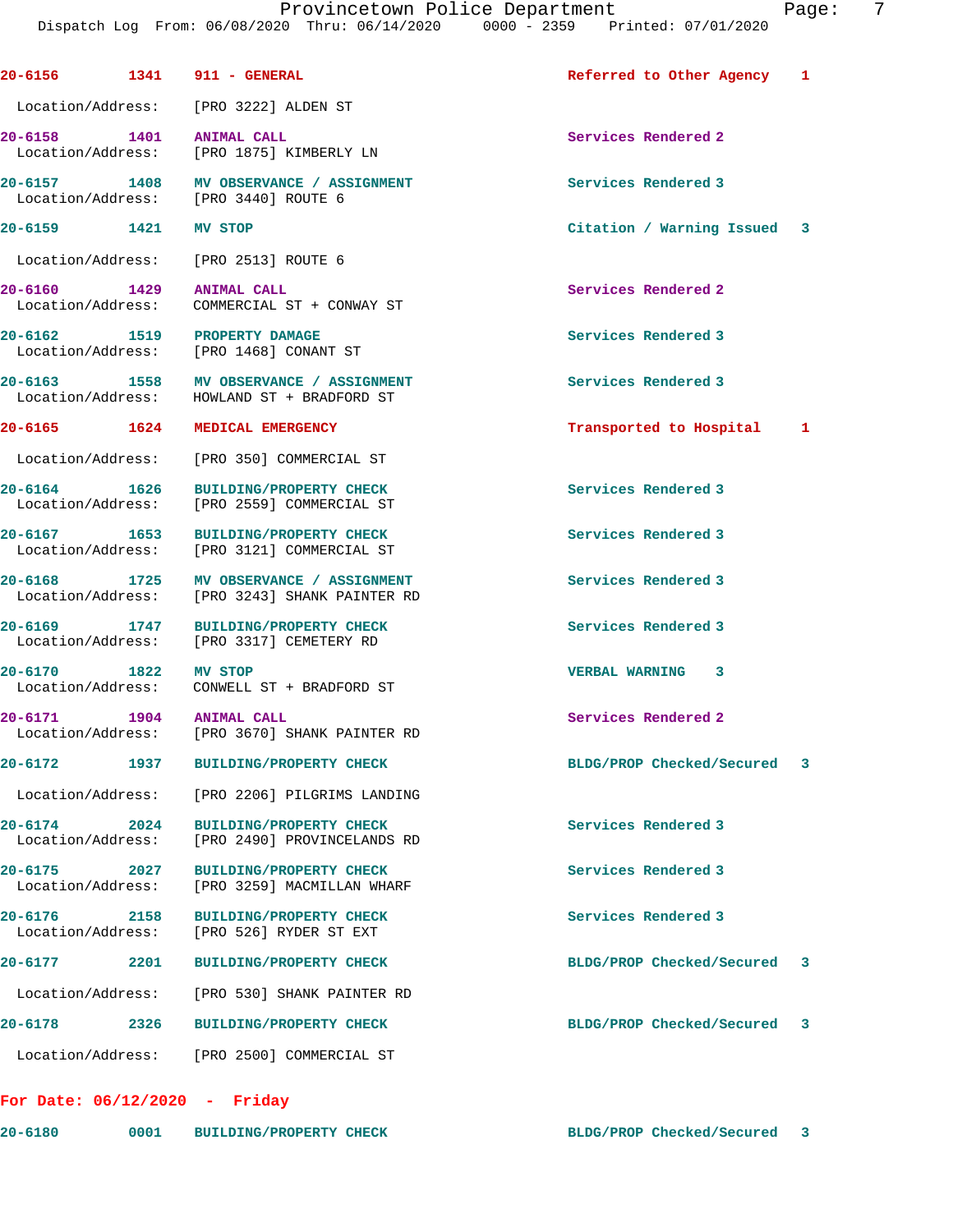| Call # | Time | Call Type | Disposition | Priority |
|---|---|---|---|---|
| 20-6156 | 1341 | 911 - GENERAL | Referred to Other Agency | 1 |
| | | Location/Address: [PRO 3222] ALDEN ST | | |
| 20-6158 | 1401 | ANIMAL CALL | Services Rendered | 2 |
| | | Location/Address: [PRO 1875] KIMBERLY LN | | |
| 20-6157 | 1408 | MV OBSERVANCE / ASSIGNMENT | Services Rendered | 3 |
| | | Location/Address: [PRO 3440] ROUTE 6 | | |
| 20-6159 | 1421 | MV STOP | Citation / Warning Issued | 3 |
| | | Location/Address: [PRO 2513] ROUTE 6 | | |
| 20-6160 | 1429 | ANIMAL CALL | Services Rendered | 2 |
| | | Location/Address: COMMERCIAL ST + CONWAY ST | | |
| 20-6162 | 1519 | PROPERTY DAMAGE | Services Rendered | 3 |
| | | Location/Address: [PRO 1468] CONANT ST | | |
| 20-6163 | 1558 | MV OBSERVANCE / ASSIGNMENT | Services Rendered | 3 |
| | | Location/Address: HOWLAND ST + BRADFORD ST | | |
| 20-6165 | 1624 | MEDICAL EMERGENCY | Transported to Hospital | 1 |
| | | Location/Address: [PRO 350] COMMERCIAL ST | | |
| 20-6164 | 1626 | BUILDING/PROPERTY CHECK | Services Rendered | 3 |
| | | Location/Address: [PRO 2559] COMMERCIAL ST | | |
| 20-6167 | 1653 | BUILDING/PROPERTY CHECK | Services Rendered | 3 |
| | | Location/Address: [PRO 3121] COMMERCIAL ST | | |
| 20-6168 | 1725 | MV OBSERVANCE / ASSIGNMENT | Services Rendered | 3 |
| | | Location/Address: [PRO 3243] SHANK PAINTER RD | | |
| 20-6169 | 1747 | BUILDING/PROPERTY CHECK | Services Rendered | 3 |
| | | Location/Address: [PRO 3317] CEMETERY RD | | |
| 20-6170 | 1822 | MV STOP | VERBAL WARNING | 3 |
| | | Location/Address: CONWELL ST + BRADFORD ST | | |
| 20-6171 | 1904 | ANIMAL CALL | Services Rendered | 2 |
| | | Location/Address: [PRO 3670] SHANK PAINTER RD | | |
| 20-6172 | 1937 | BUILDING/PROPERTY CHECK | BLDG/PROP Checked/Secured | 3 |
| | | Location/Address: [PRO 2206] PILGRIMS LANDING | | |
| 20-6174 | 2024 | BUILDING/PROPERTY CHECK | Services Rendered | 3 |
| | | Location/Address: [PRO 2490] PROVINCELANDS RD | | |
| 20-6175 | 2027 | BUILDING/PROPERTY CHECK | Services Rendered | 3 |
| | | Location/Address: [PRO 3259] MACMILLAN WHARF | | |
| 20-6176 | 2158 | BUILDING/PROPERTY CHECK | Services Rendered | 3 |
| | | Location/Address: [PRO 526] RYDER ST EXT | | |
| 20-6177 | 2201 | BUILDING/PROPERTY CHECK | BLDG/PROP Checked/Secured | 3 |
| | | Location/Address: [PRO 530] SHANK PAINTER RD | | |
| 20-6178 | 2326 | BUILDING/PROPERTY CHECK | BLDG/PROP Checked/Secured | 3 |
| | | Location/Address: [PRO 2500] COMMERCIAL ST | | |

**For Date: 06/12/2020 - Friday**

| Call # | Time | Call Type | Disposition | Priority |
|---|---|---|---|---|
| 20-6180 | 0001 | BUILDING/PROPERTY CHECK | BLDG/PROP Checked/Secured | 3 |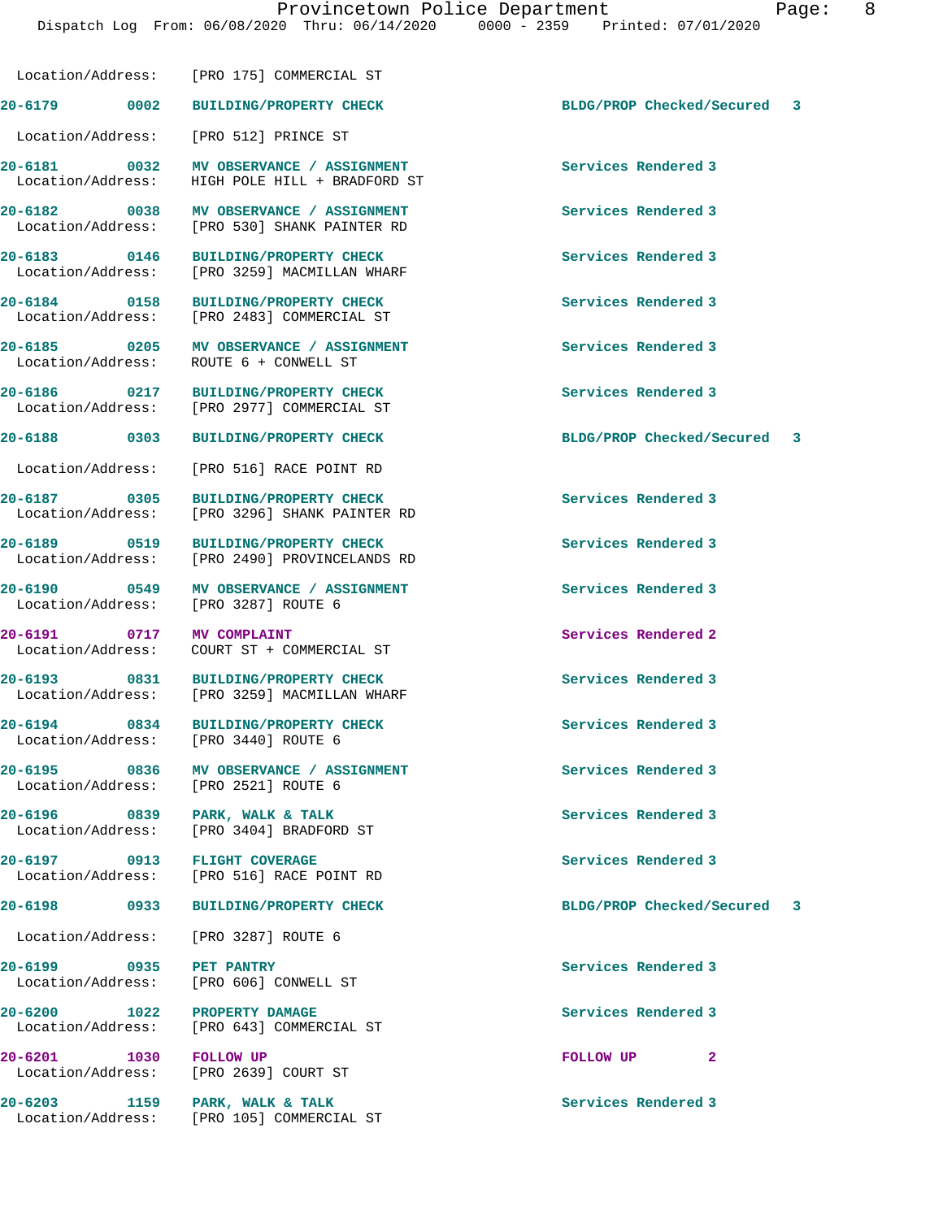Location/Address: [PRO 175] COMMERCIAL ST

| Call # | Time | Call Reason | Action |
|---|---|---|---|
| 20-6179 | 0002 | **BUILDING/PROPERTY CHECK** | BLDG/PROP Checked/Secured 3 |
| | | Location/Address: [PRO 512] PRINCE ST | |
| 20-6181 | 0032 | **MV OBSERVANCE / ASSIGNMENT** | Services Rendered 3 |
| | | Location/Address: HIGH POLE HILL + BRADFORD ST | |
| 20-6182 | 0038 | **MV OBSERVANCE / ASSIGNMENT** | Services Rendered 3 |
| | | Location/Address: [PRO 530] SHANK PAINTER RD | |
| 20-6183 | 0146 | **BUILDING/PROPERTY CHECK** | Services Rendered 3 |
| | | Location/Address: [PRO 3259] MACMILLAN WHARF | |
| 20-6184 | 0158 | **BUILDING/PROPERTY CHECK** | Services Rendered 3 |
| | | Location/Address: [PRO 2483] COMMERCIAL ST | |
| 20-6185 | 0205 | **MV OBSERVANCE / ASSIGNMENT** | Services Rendered 3 |
| | | Location/Address: ROUTE 6 + CONWELL ST | |
| 20-6186 | 0217 | **BUILDING/PROPERTY CHECK** | Services Rendered 3 |
| | | Location/Address: [PRO 2977] COMMERCIAL ST | |
| 20-6188 | 0303 | **BUILDING/PROPERTY CHECK** | BLDG/PROP Checked/Secured 3 |
| | | Location/Address: [PRO 516] RACE POINT RD | |
| 20-6187 | 0305 | **BUILDING/PROPERTY CHECK** | Services Rendered 3 |
| | | Location/Address: [PRO 3296] SHANK PAINTER RD | |
| 20-6189 | 0519 | **BUILDING/PROPERTY CHECK** | Services Rendered 3 |
| | | Location/Address: [PRO 2490] PROVINCELANDS RD | |
| 20-6190 | 0549 | **MV OBSERVANCE / ASSIGNMENT** | Services Rendered 3 |
| | | Location/Address: [PRO 3287] ROUTE 6 | |
| 20-6191 | 0717 | **MV COMPLAINT** | Services Rendered 2 |
| | | Location/Address: COURT ST + COMMERCIAL ST | |
| 20-6193 | 0831 | **BUILDING/PROPERTY CHECK** | Services Rendered 3 |
| | | Location/Address: [PRO 3259] MACMILLAN WHARF | |
| 20-6194 | 0834 | **BUILDING/PROPERTY CHECK** | Services Rendered 3 |
| | | Location/Address: [PRO 3440] ROUTE 6 | |
| 20-6195 | 0836 | **MV OBSERVANCE / ASSIGNMENT** | Services Rendered 3 |
| | | Location/Address: [PRO 2521] ROUTE 6 | |
| 20-6196 | 0839 | **PARK, WALK & TALK** | Services Rendered 3 |
| | | Location/Address: [PRO 3404] BRADFORD ST | |
| 20-6197 | 0913 | **FLIGHT COVERAGE** | Services Rendered 3 |
| | | Location/Address: [PRO 516] RACE POINT RD | |
| 20-6198 | 0933 | **BUILDING/PROPERTY CHECK** | BLDG/PROP Checked/Secured 3 |
| | | Location/Address: [PRO 3287] ROUTE 6 | |
| 20-6199 | 0935 | **PET PANTRY** | Services Rendered 3 |
| | | Location/Address: [PRO 606] CONWELL ST | |
| 20-6200 | 1022 | **PROPERTY DAMAGE** | Services Rendered 3 |
| | | Location/Address: [PRO 643] COMMERCIAL ST | |
| 20-6201 | 1030 | **FOLLOW UP** | FOLLOW UP 2 |
| | | Location/Address: [PRO 2639] COURT ST | |
| 20-6203 | 1159 | **PARK, WALK & TALK** | Services Rendered 3 |
| | | Location/Address: [PRO 105] COMMERCIAL ST | |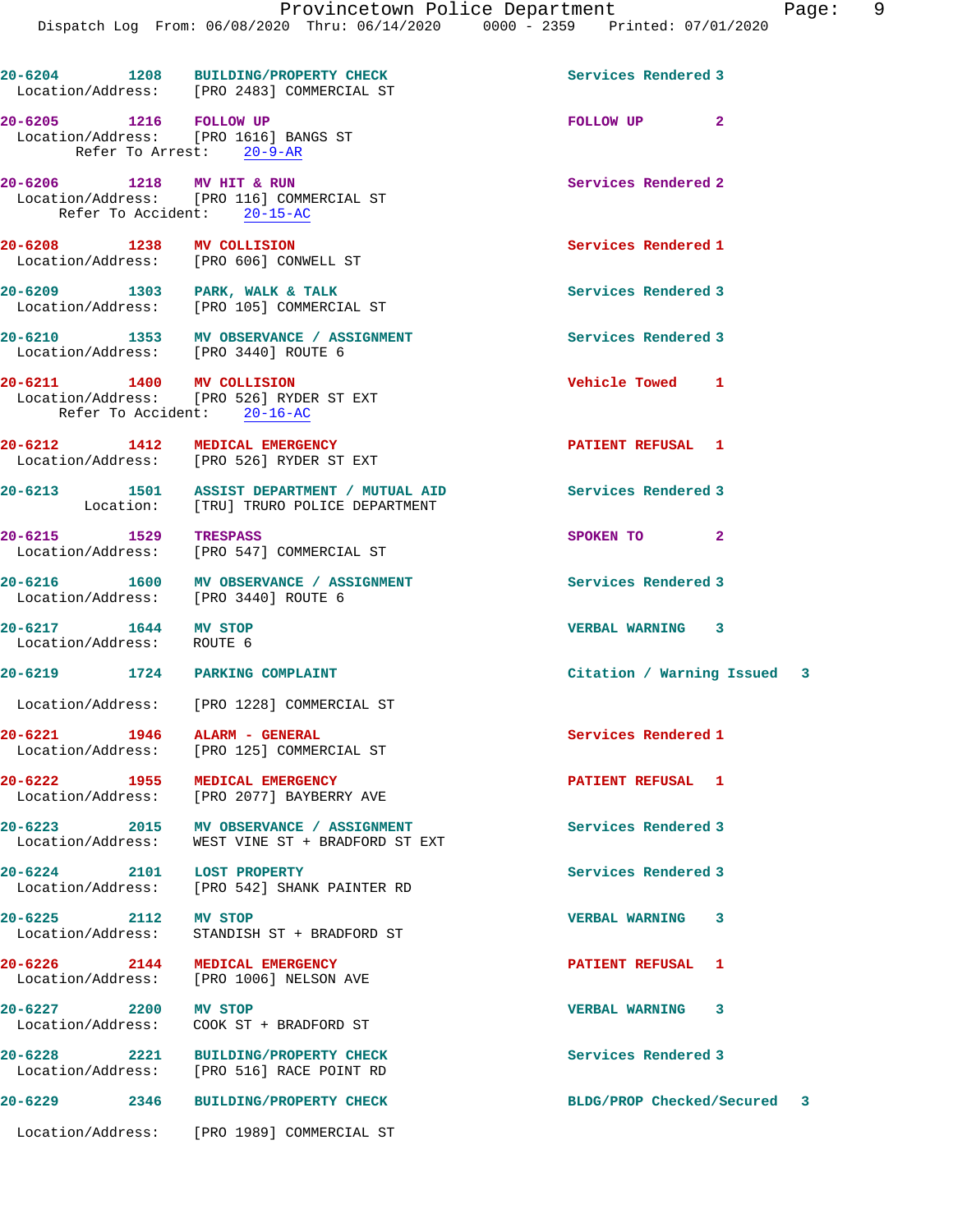20-6204 1208 BUILDING/PROPERTY CHECK Services Rendered 3
Location/Address: [PRO 2483] COMMERCIAL ST

20-6205 1216 FOLLOW UP FOLLOW UP 2
Location/Address: [PRO 1616] BANGS ST
Refer To Arrest: 20-9-AR

20-6206 1218 MV HIT & RUN Services Rendered 2
Location/Address: [PRO 116] COMMERCIAL ST
Refer To Accident: 20-15-AC

20-6208 1238 MV COLLISION Services Rendered 1
Location/Address: [PRO 606] CONWELL ST

20-6209 1303 PARK, WALK & TALK Services Rendered 3
Location/Address: [PRO 105] COMMERCIAL ST

20-6210 1353 MV OBSERVANCE / ASSIGNMENT Services Rendered 3
Location/Address: [PRO 3440] ROUTE 6

20-6211 1400 MV COLLISION Vehicle Towed 1
Location/Address: [PRO 526] RYDER ST EXT
Refer To Accident: 20-16-AC

20-6212 1412 MEDICAL EMERGENCY PATIENT REFUSAL 1
Location/Address: [PRO 526] RYDER ST EXT

20-6213 1501 ASSIST DEPARTMENT / MUTUAL AID Services Rendered 3
Location: [TRU] TRURO POLICE DEPARTMENT

20-6215 1529 TRESPASS SPOKEN TO 2
Location/Address: [PRO 547] COMMERCIAL ST

20-6216 1600 MV OBSERVANCE / ASSIGNMENT Services Rendered 3
Location/Address: [PRO 3440] ROUTE 6

20-6217 1644 MV STOP VERBAL WARNING 3
Location/Address: ROUTE 6

20-6219 1724 PARKING COMPLAINT Citation / Warning Issued 3
Location/Address: [PRO 1228] COMMERCIAL ST

20-6221 1946 ALARM - GENERAL Services Rendered 1
Location/Address: [PRO 125] COMMERCIAL ST

20-6222 1955 MEDICAL EMERGENCY PATIENT REFUSAL 1
Location/Address: [PRO 2077] BAYBERRY AVE

20-6223 2015 MV OBSERVANCE / ASSIGNMENT Services Rendered 3
Location/Address: WEST VINE ST + BRADFORD ST EXT

20-6224 2101 LOST PROPERTY Services Rendered 3
Location/Address: [PRO 542] SHANK PAINTER RD

20-6225 2112 MV STOP VERBAL WARNING 3
Location/Address: STANDISH ST + BRADFORD ST

20-6226 2144 MEDICAL EMERGENCY PATIENT REFUSAL 1
Location/Address: [PRO 1006] NELSON AVE

20-6227 2200 MV STOP VERBAL WARNING 3
Location/Address: COOK ST + BRADFORD ST

20-6228 2221 BUILDING/PROPERTY CHECK Services Rendered 3
Location/Address: [PRO 516] RACE POINT RD

20-6229 2346 BUILDING/PROPERTY CHECK BLDG/PROP Checked/Secured 3
Location/Address: [PRO 1989] COMMERCIAL ST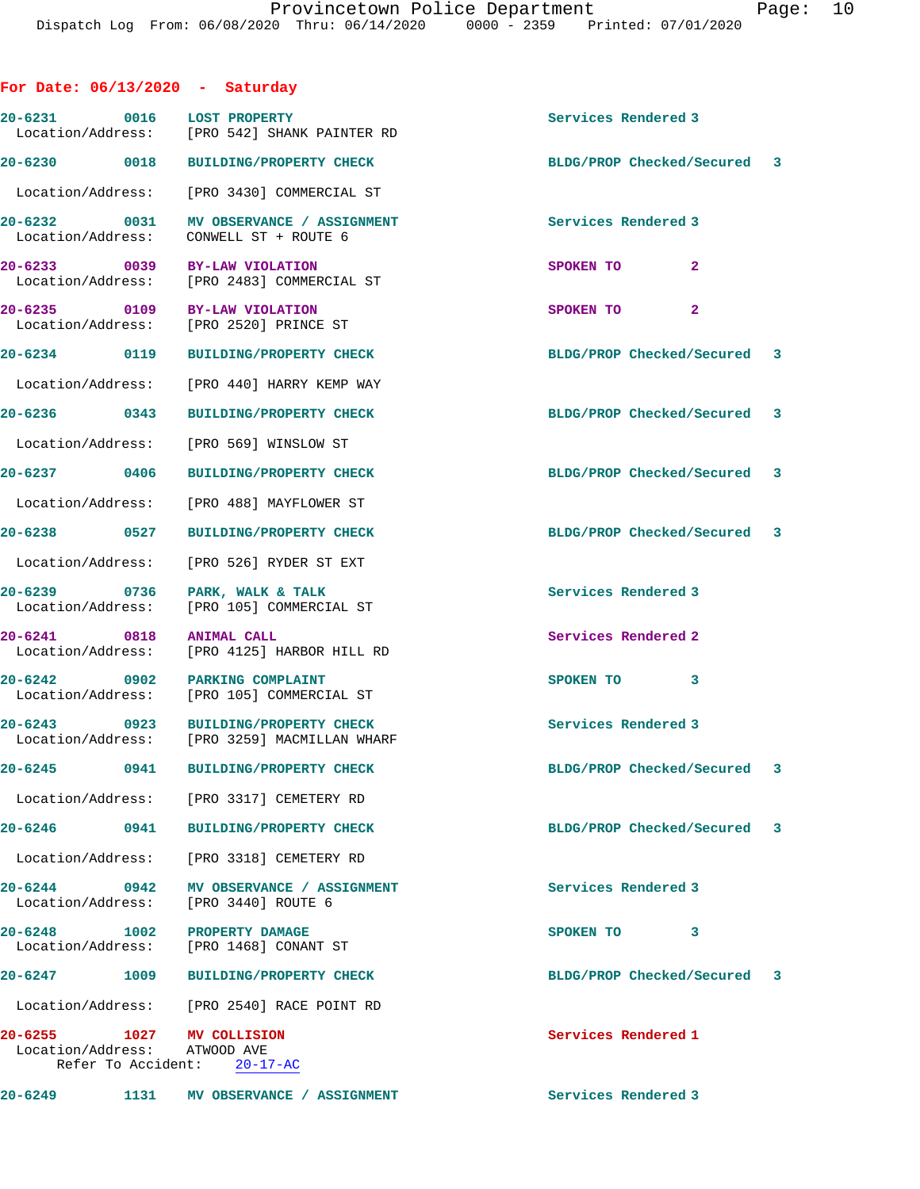## For Date: 06/13/2020 - Saturday

| Call # | Time | Call Reason | Action | Priority |
|---|---|---|---|---|
| 20-6231 | 0016 | LOST PROPERTY | Services Rendered | 3 |
| | | Location/Address: [PRO 542] SHANK PAINTER RD | | |
| 20-6230 | 0018 | BUILDING/PROPERTY CHECK | BLDG/PROP Checked/Secured | 3 |
| | | Location/Address: [PRO 3430] COMMERCIAL ST | | |
| 20-6232 | 0031 | MV OBSERVANCE / ASSIGNMENT | Services Rendered | 3 |
| | | Location/Address: CONWELL ST + ROUTE 6 | | |
| 20-6233 | 0039 | BY-LAW VIOLATION | SPOKEN TO | 2 |
| | | Location/Address: [PRO 2483] COMMERCIAL ST | | |
| 20-6235 | 0109 | BY-LAW VIOLATION | SPOKEN TO | 2 |
| | | Location/Address: [PRO 2520] PRINCE ST | | |
| 20-6234 | 0119 | BUILDING/PROPERTY CHECK | BLDG/PROP Checked/Secured | 3 |
| | | Location/Address: [PRO 440] HARRY KEMP WAY | | |
| 20-6236 | 0343 | BUILDING/PROPERTY CHECK | BLDG/PROP Checked/Secured | 3 |
| | | Location/Address: [PRO 569] WINSLOW ST | | |
| 20-6237 | 0406 | BUILDING/PROPERTY CHECK | BLDG/PROP Checked/Secured | 3 |
| | | Location/Address: [PRO 488] MAYFLOWER ST | | |
| 20-6238 | 0527 | BUILDING/PROPERTY CHECK | BLDG/PROP Checked/Secured | 3 |
| | | Location/Address: [PRO 526] RYDER ST EXT | | |
| 20-6239 | 0736 | PARK, WALK & TALK | Services Rendered | 3 |
| | | Location/Address: [PRO 105] COMMERCIAL ST | | |
| 20-6241 | 0818 | ANIMAL CALL | Services Rendered | 2 |
| | | Location/Address: [PRO 4125] HARBOR HILL RD | | |
| 20-6242 | 0902 | PARKING COMPLAINT | SPOKEN TO | 3 |
| | | Location/Address: [PRO 105] COMMERCIAL ST | | |
| 20-6243 | 0923 | BUILDING/PROPERTY CHECK | Services Rendered | 3 |
| | | Location/Address: [PRO 3259] MACMILLAN WHARF | | |
| 20-6245 | 0941 | BUILDING/PROPERTY CHECK | BLDG/PROP Checked/Secured | 3 |
| | | Location/Address: [PRO 3317] CEMETERY RD | | |
| 20-6246 | 0941 | BUILDING/PROPERTY CHECK | BLDG/PROP Checked/Secured | 3 |
| | | Location/Address: [PRO 3318] CEMETERY RD | | |
| 20-6244 | 0942 | MV OBSERVANCE / ASSIGNMENT | Services Rendered | 3 |
| | | Location/Address: [PRO 3440] ROUTE 6 | | |
| 20-6248 | 1002 | PROPERTY DAMAGE | SPOKEN TO | 3 |
| | | Location/Address: [PRO 1468] CONANT ST | | |
| 20-6247 | 1009 | BUILDING/PROPERTY CHECK | BLDG/PROP Checked/Secured | 3 |
| | | Location/Address: [PRO 2540] RACE POINT RD | | |
| 20-6255 | 1027 | MV COLLISION | Services Rendered | 1 |
| | | Location/Address: ATWOOD AVE | | |
| | | Refer To Accident: 20-17-AC | | |
| 20-6249 | 1131 | MV OBSERVANCE / ASSIGNMENT | Services Rendered | 3 |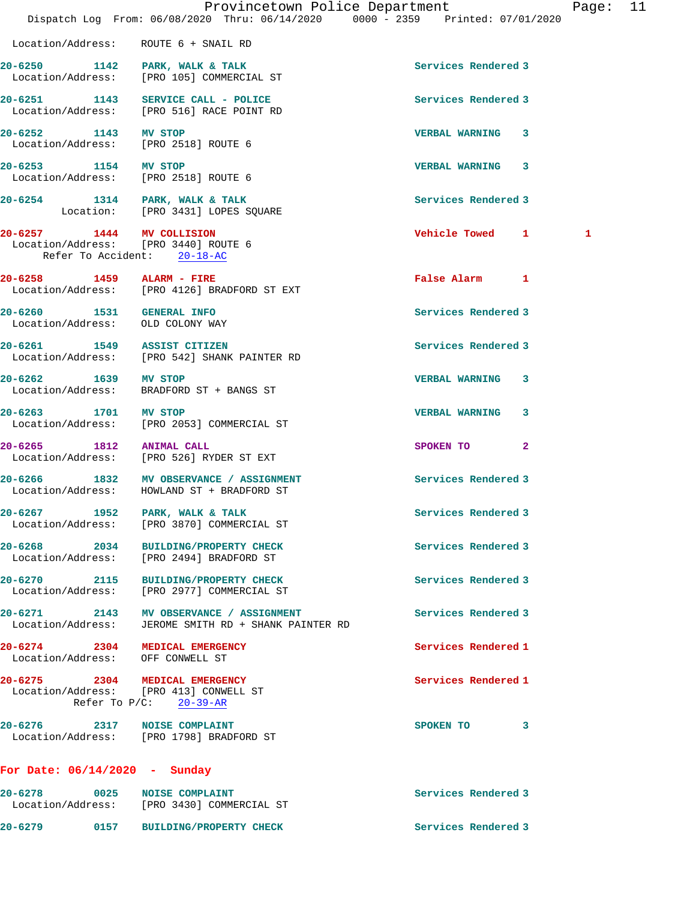Location/Address: ROUTE 6 + SNAIL RD

| Call # | Time | Call Reason | Action | Priority | |
|---|---|---|---|---|---|
| 20-6250 | 1142 | PARK, WALK & TALK | Services Rendered | 3 | |
| | | Location/Address: [PRO 105] COMMERCIAL ST | | | |
| 20-6251 | 1143 | SERVICE CALL - POLICE | Services Rendered | 3 | |
| | | Location/Address: [PRO 516] RACE POINT RD | | | |
| 20-6252 | 1143 | MV STOP | VERBAL WARNING | 3 | |
| | | Location/Address: [PRO 2518] ROUTE 6 | | | |
| 20-6253 | 1154 | MV STOP | VERBAL WARNING | 3 | |
| | | Location/Address: [PRO 2518] ROUTE 6 | | | |
| 20-6254 | 1314 | PARK, WALK & TALK | Services Rendered | 3 | |
| | | Location: [PRO 3431] LOPES SQUARE | | | |
| 20-6257 | 1444 | MV COLLISION | Vehicle Towed | 1 | 1 |
| | | Location/Address: [PRO 3440] ROUTE 6 | | | |
| | | Refer To Accident: 20-18-AC | | | |
| 20-6258 | 1459 | ALARM - FIRE | False Alarm | 1 | |
| | | Location/Address: [PRO 4126] BRADFORD ST EXT | | | |
| 20-6260 | 1531 | GENERAL INFO | Services Rendered | 3 | |
| | | Location/Address: OLD COLONY WAY | | | |
| 20-6261 | 1549 | ASSIST CITIZEN | Services Rendered | 3 | |
| | | Location/Address: [PRO 542] SHANK PAINTER RD | | | |
| 20-6262 | 1639 | MV STOP | VERBAL WARNING | 3 | |
| | | Location/Address: BRADFORD ST + BANGS ST | | | |
| 20-6263 | 1701 | MV STOP | VERBAL WARNING | 3 | |
| | | Location/Address: [PRO 2053] COMMERCIAL ST | | | |
| 20-6265 | 1812 | ANIMAL CALL | SPOKEN TO | 2 | |
| | | Location/Address: [PRO 526] RYDER ST EXT | | | |
| 20-6266 | 1832 | MV OBSERVANCE / ASSIGNMENT | Services Rendered | 3 | |
| | | Location/Address: HOWLAND ST + BRADFORD ST | | | |
| 20-6267 | 1952 | PARK, WALK & TALK | Services Rendered | 3 | |
| | | Location/Address: [PRO 3870] COMMERCIAL ST | | | |
| 20-6268 | 2034 | BUILDING/PROPERTY CHECK | Services Rendered | 3 | |
| | | Location/Address: [PRO 2494] BRADFORD ST | | | |
| 20-6270 | 2115 | BUILDING/PROPERTY CHECK | Services Rendered | 3 | |
| | | Location/Address: [PRO 2977] COMMERCIAL ST | | | |
| 20-6271 | 2143 | MV OBSERVANCE / ASSIGNMENT | Services Rendered | 3 | |
| | | Location/Address: JEROME SMITH RD + SHANK PAINTER RD | | | |
| 20-6274 | 2304 | MEDICAL EMERGENCY | Services Rendered | 1 | |
| | | Location/Address: OFF CONWELL ST | | | |
| 20-6275 | 2304 | MEDICAL EMERGENCY | Services Rendered | 1 | |
| | | Location/Address: [PRO 413] CONWELL ST | | | |
| | | Refer To P/C: 20-39-AR | | | |
| 20-6276 | 2317 | NOISE COMPLAINT | SPOKEN TO | 3 | |
| | | Location/Address: [PRO 1798] BRADFORD ST | | | |

## For Date: 06/14/2020 - Sunday

| Call # | Time | Call Reason | Action | Priority |
|---|---|---|---|---|
| 20-6278 | 0025 | NOISE COMPLAINT | Services Rendered | 3 |
| | | Location/Address: [PRO 3430] COMMERCIAL ST | | |
| 20-6279 | 0157 | BUILDING/PROPERTY CHECK | Services Rendered | 3 |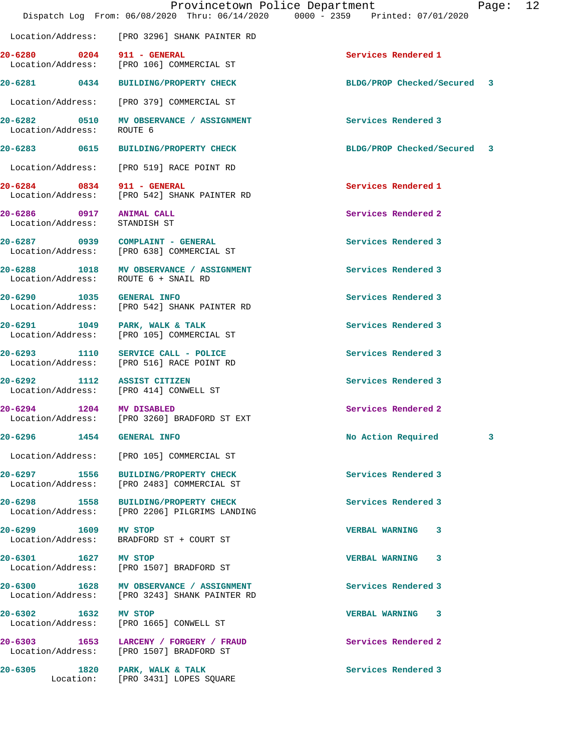Location/Address: [PRO 3296] SHANK PAINTER RD

| Call # | Time | Call Reason | Action | Priority |
|---|---|---|---|---|
| 20-6280 | 0204 | 911 - GENERAL | Services Rendered | 1 |
| | | Location/Address: [PRO 106] COMMERCIAL ST | | |
| 20-6281 | 0434 | BUILDING/PROPERTY CHECK | BLDG/PROP Checked/Secured | 3 |
| | | Location/Address: [PRO 379] COMMERCIAL ST | | |
| 20-6282 | 0510 | MV OBSERVANCE / ASSIGNMENT | Services Rendered | 3 |
| | | Location/Address: ROUTE 6 | | |
| 20-6283 | 0615 | BUILDING/PROPERTY CHECK | BLDG/PROP Checked/Secured | 3 |
| | | Location/Address: [PRO 519] RACE POINT RD | | |
| 20-6284 | 0834 | 911 - GENERAL | Services Rendered | 1 |
| | | Location/Address: [PRO 542] SHANK PAINTER RD | | |
| 20-6286 | 0917 | ANIMAL CALL | Services Rendered | 2 |
| | | Location/Address: STANDISH ST | | |
| 20-6287 | 0939 | COMPLAINT - GENERAL | Services Rendered | 3 |
| | | Location/Address: [PRO 638] COMMERCIAL ST | | |
| 20-6288 | 1018 | MV OBSERVANCE / ASSIGNMENT | Services Rendered | 3 |
| | | Location/Address: ROUTE 6 + SNAIL RD | | |
| 20-6290 | 1035 | GENERAL INFO | Services Rendered | 3 |
| | | Location/Address: [PRO 542] SHANK PAINTER RD | | |
| 20-6291 | 1049 | PARK, WALK & TALK | Services Rendered | 3 |
| | | Location/Address: [PRO 105] COMMERCIAL ST | | |
| 20-6293 | 1110 | SERVICE CALL - POLICE | Services Rendered | 3 |
| | | Location/Address: [PRO 516] RACE POINT RD | | |
| 20-6292 | 1112 | ASSIST CITIZEN | Services Rendered | 3 |
| | | Location/Address: [PRO 414] CONWELL ST | | |
| 20-6294 | 1204 | MV DISABLED | Services Rendered | 2 |
| | | Location/Address: [PRO 3260] BRADFORD ST EXT | | |
| 20-6296 | 1454 | GENERAL INFO | No Action Required | 3 |
| | | Location/Address: [PRO 105] COMMERCIAL ST | | |
| 20-6297 | 1556 | BUILDING/PROPERTY CHECK | Services Rendered | 3 |
| | | Location/Address: [PRO 2483] COMMERCIAL ST | | |
| 20-6298 | 1558 | BUILDING/PROPERTY CHECK | Services Rendered | 3 |
| | | Location/Address: [PRO 2206] PILGRIMS LANDING | | |
| 20-6299 | 1609 | MV STOP | VERBAL WARNING | 3 |
| | | Location/Address: BRADFORD ST + COURT ST | | |
| 20-6301 | 1627 | MV STOP | VERBAL WARNING | 3 |
| | | Location/Address: [PRO 1507] BRADFORD ST | | |
| 20-6300 | 1628 | MV OBSERVANCE / ASSIGNMENT | Services Rendered | 3 |
| | | Location/Address: [PRO 3243] SHANK PAINTER RD | | |
| 20-6302 | 1632 | MV STOP | VERBAL WARNING | 3 |
| | | Location/Address: [PRO 1665] CONWELL ST | | |
| 20-6303 | 1653 | LARCENY / FORGERY / FRAUD | Services Rendered | 2 |
| | | Location/Address: [PRO 1507] BRADFORD ST | | |
| 20-6305 | 1820 | PARK, WALK & TALK | Services Rendered | 3 |
| | | Location: [PRO 3431] LOPES SQUARE | | |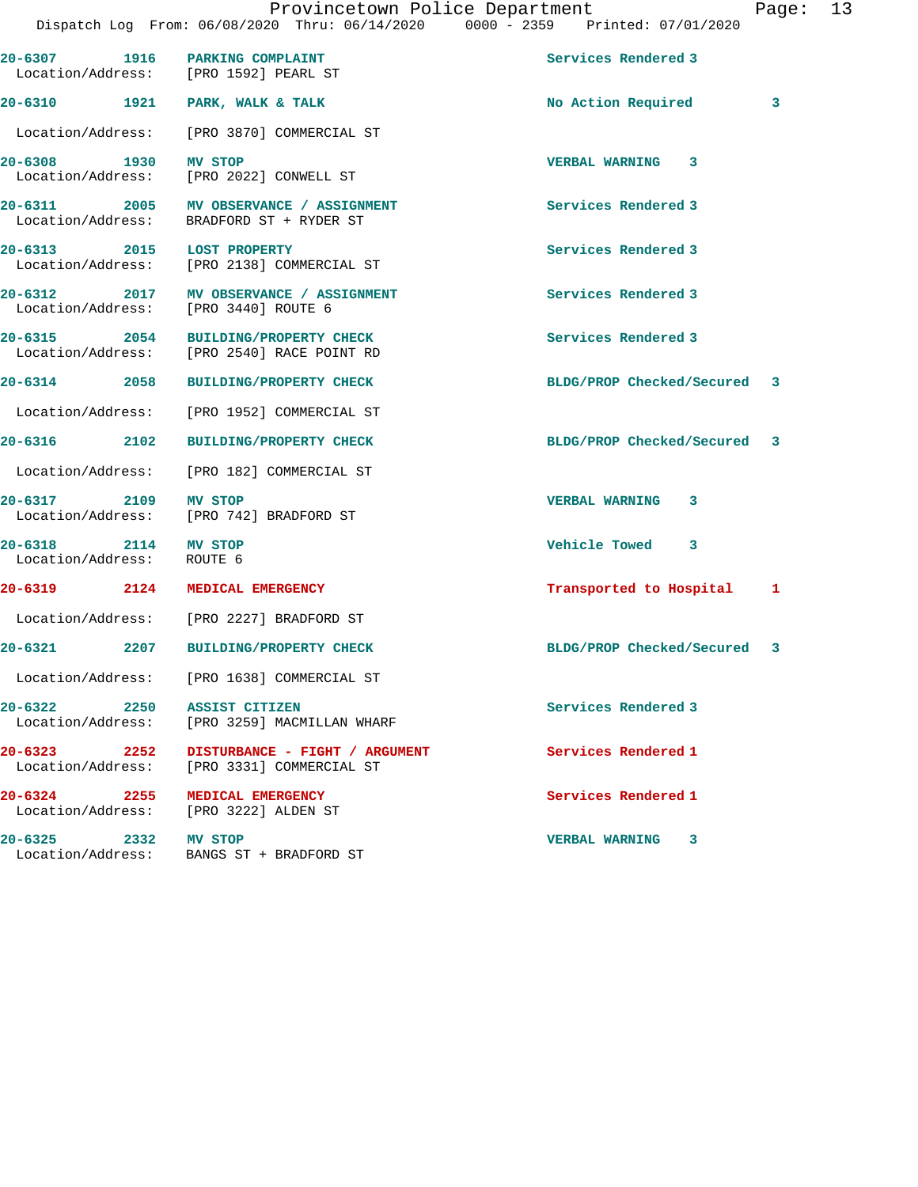| | | | | |
|---|---|---|---|---|
| 20-6307 | 1916 | PARKING COMPLAINT | Services Rendered | 3 |
| Location/Address: | | [PRO 1592] PEARL ST | | |
| 20-6310 | 1921 | PARK, WALK & TALK | No Action Required | 3 |
| Location/Address: | | [PRO 3870] COMMERCIAL ST | | |
| 20-6308 | 1930 | MV STOP | VERBAL WARNING | 3 |
| Location/Address: | | [PRO 2022] CONWELL ST | | |
| 20-6311 | 2005 | MV OBSERVANCE / ASSIGNMENT | Services Rendered | 3 |
| Location/Address: | | BRADFORD ST + RYDER ST | | |
| 20-6313 | 2015 | LOST PROPERTY | Services Rendered | 3 |
| Location/Address: | | [PRO 2138] COMMERCIAL ST | | |
| 20-6312 | 2017 | MV OBSERVANCE / ASSIGNMENT | Services Rendered | 3 |
| Location/Address: | | [PRO 3440] ROUTE 6 | | |
| 20-6315 | 2054 | BUILDING/PROPERTY CHECK | Services Rendered | 3 |
| Location/Address: | | [PRO 2540] RACE POINT RD | | |
| 20-6314 | 2058 | BUILDING/PROPERTY CHECK | BLDG/PROP Checked/Secured | 3 |
| Location/Address: | | [PRO 1952] COMMERCIAL ST | | |
| 20-6316 | 2102 | BUILDING/PROPERTY CHECK | BLDG/PROP Checked/Secured | 3 |
| Location/Address: | | [PRO 182] COMMERCIAL ST | | |
| 20-6317 | 2109 | MV STOP | VERBAL WARNING | 3 |
| Location/Address: | | [PRO 742] BRADFORD ST | | |
| 20-6318 | 2114 | MV STOP | Vehicle Towed | 3 |
| Location/Address: | | ROUTE 6 | | |
| 20-6319 | 2124 | MEDICAL EMERGENCY | Transported to Hospital | 1 |
| Location/Address: | | [PRO 2227] BRADFORD ST | | |
| 20-6321 | 2207 | BUILDING/PROPERTY CHECK | BLDG/PROP Checked/Secured | 3 |
| Location/Address: | | [PRO 1638] COMMERCIAL ST | | |
| 20-6322 | 2250 | ASSIST CITIZEN | Services Rendered | 3 |
| Location/Address: | | [PRO 3259] MACMILLAN WHARF | | |
| 20-6323 | 2252 | DISTURBANCE - FIGHT / ARGUMENT | Services Rendered | 1 |
| Location/Address: | | [PRO 3331] COMMERCIAL ST | | |
| 20-6324 | 2255 | MEDICAL EMERGENCY | Services Rendered | 1 |
| Location/Address: | | [PRO 3222] ALDEN ST | | |
| 20-6325 | 2332 | MV STOP | VERBAL WARNING | 3 |
| Location/Address: | | BANGS ST + BRADFORD ST | | |